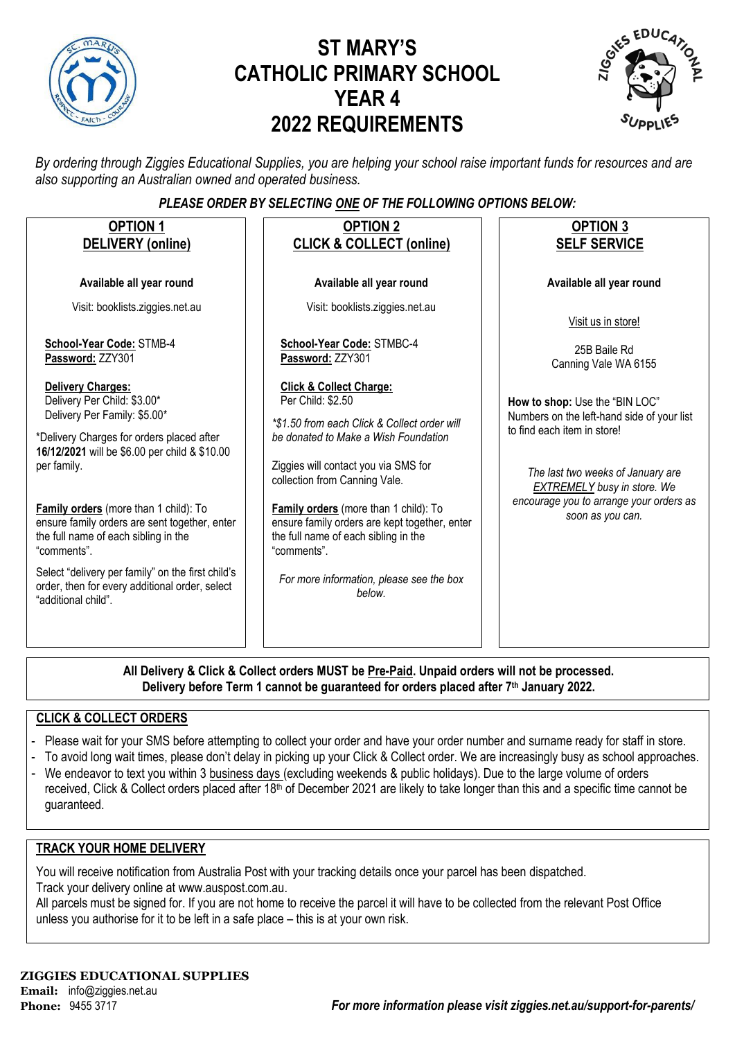# ST MARY'S CATHOLIC PRIMARY SCHOOL YEAR 4 2022 REQUIREMENTS

*By ordering through Ziggies Educational Supplies, you are helping your school raise important funds for resources and are also supporting an Australian owned and operated business.*

***PLEASE ORDER BY SELECTING ONE OF THE FOLLOWING OPTIONS BELOW:***

## OPTION 1 DELIVERY (online)

**Available all year round**

Visit: booklists.ziggies.net.au

**School-Year Code:** STMB-4
**Password:** ZZY301

**Delivery Charges:**
Delivery Per Child: $3.00*
Delivery Per Family: $5.00*

*Delivery Charges for orders placed after **16/12/2021** will be $6.00 per child & $10.00 per family.

**Family orders** (more than 1 child): To ensure family orders are sent together, enter the full name of each sibling in the "comments".

Select "delivery per family" on the first child's order, then for every additional order, select "additional child".

## OPTION 2 CLICK & COLLECT (online)

**Available all year round**

Visit: booklists.ziggies.net.au

**School-Year Code:** STMBC-4
**Password:** ZZY301

**Click & Collect Charge:**
Per Child: $2.50

*\*$1.50 from each Click & Collect order will be donated to Make a Wish Foundation*

Ziggies will contact you via SMS for collection from Canning Vale.

**Family orders** (more than 1 child): To ensure family orders are kept together, enter the full name of each sibling in the "comments".

*For more information, please see the box below.*

## OPTION 3 SELF SERVICE

**Available all year round**

Visit us in store!

25B Baile Rd
Canning Vale WA 6155

**How to shop:** Use the "BIN LOC" Numbers on the left-hand side of your list to find each item in store!

*The last two weeks of January are EXTREMELY busy in store. We encourage you to arrange your orders as soon as you can.*

---

**All Delivery & Click & Collect orders MUST be Pre-Paid. Unpaid orders will not be processed.**
**Delivery before Term 1 cannot be guaranteed for orders placed after 7th January 2022.**

## CLICK & COLLECT ORDERS

- Please wait for your SMS before attempting to collect your order and have your order number and surname ready for staff in store.
- To avoid long wait times, please don't delay in picking up your Click & Collect order. We are increasingly busy as school approaches.
- We endeavor to text you within 3 business days (excluding weekends & public holidays). Due to the large volume of orders received, Click & Collect orders placed after 18th of December 2021 are likely to take longer than this and a specific time cannot be guaranteed.

## TRACK YOUR HOME DELIVERY

You will receive notification from Australia Post with your tracking details once your parcel has been dispatched.
Track your delivery online at www.auspost.com.au.
All parcels must be signed for. If you are not home to receive the parcel it will have to be collected from the relevant Post Office unless you authorise for it to be left in a safe place – this is at your own risk.

**ZIGGIES EDUCATIONAL SUPPLIES**
**Email:** info@ziggies.net.au
**Phone:** 9455 3717

***For more information please visit ziggies.net.au/support-for-parents/***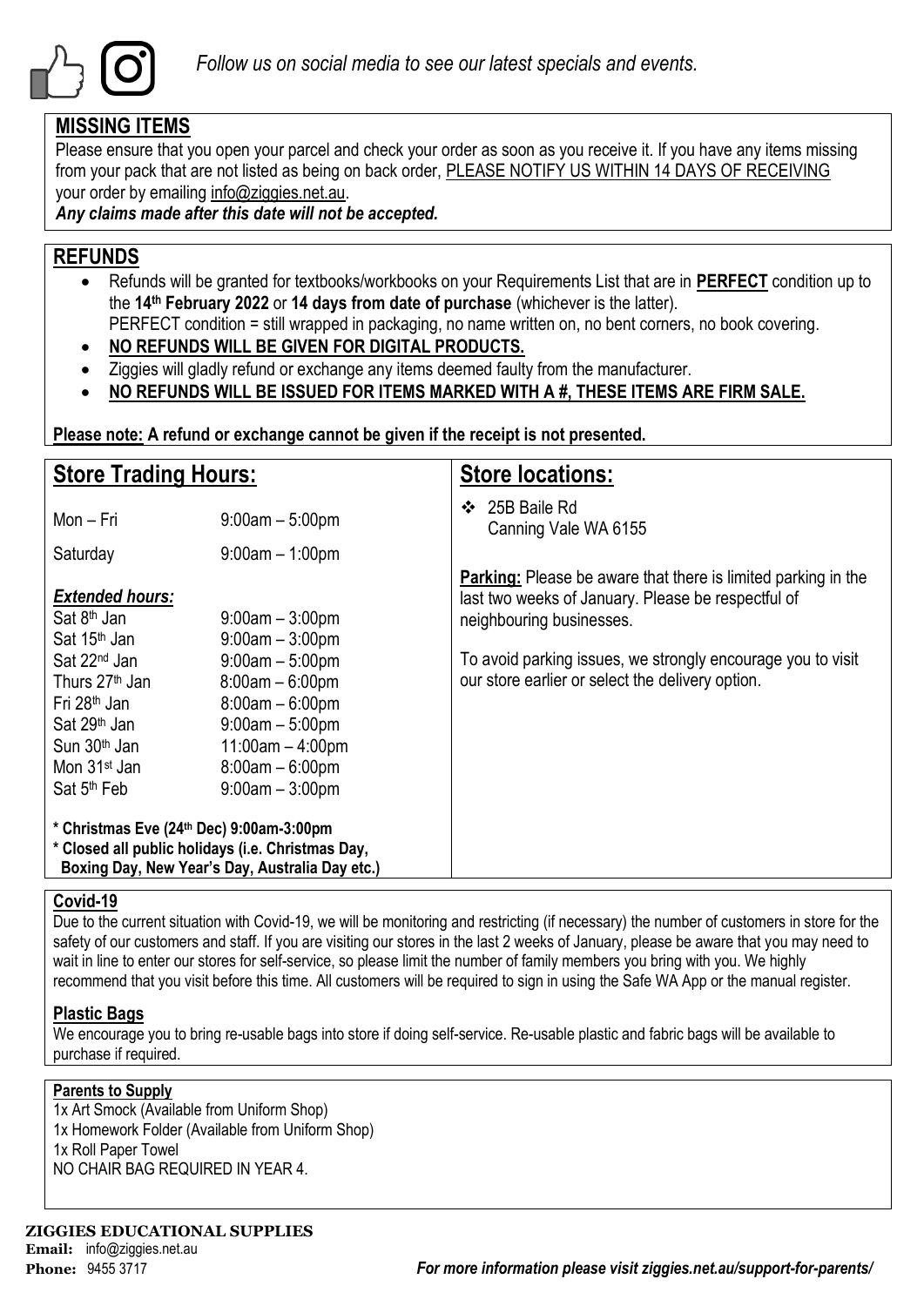*Follow us on social media to see our latest specials and events.*

## MISSING ITEMS

Please ensure that you open your parcel and check your order as soon as you receive it. If you have any items missing from your pack that are not listed as being on back order, PLEASE NOTIFY US WITHIN 14 DAYS OF RECEIVING your order by emailing info@ziggies.net.au.

***Any claims made after this date will not be accepted.***

## REFUNDS

- Refunds will be granted for textbooks/workbooks on your Requirements List that are in **PERFECT** condition up to the **14th February 2022** or **14 days from date of purchase** (whichever is the latter).
  PERFECT condition = still wrapped in packaging, no name written on, no bent corners, no book covering.
- **NO REFUNDS WILL BE GIVEN FOR DIGITAL PRODUCTS.**
- Ziggies will gladly refund or exchange any items deemed faulty from the manufacturer.
- **NO REFUNDS WILL BE ISSUED FOR ITEMS MARKED WITH A #, THESE ITEMS ARE FIRM SALE.**

**Please note: A refund or exchange cannot be given if the receipt is not presented.**

## Store Trading Hours:

| | |
|---|---|
| Mon – Fri | 9:00am – 5:00pm |
| Saturday | 9:00am – 1:00pm |

***Extended hours:***

| | |
|---|---|
| Sat 8th Jan | 9:00am – 3:00pm |
| Sat 15th Jan | 9:00am – 3:00pm |
| Sat 22nd Jan | 9:00am – 5:00pm |
| Thurs 27th Jan | 8:00am – 6:00pm |
| Fri 28th Jan | 8:00am – 6:00pm |
| Sat 29th Jan | 9:00am – 5:00pm |
| Sun 30th Jan | 11:00am – 4:00pm |
| Mon 31st Jan | 8:00am – 6:00pm |
| Sat 5th Feb | 9:00am – 3:00pm |

**\* Christmas Eve (24th Dec) 9:00am-3:00pm**
**\* Closed all public holidays (i.e. Christmas Day, Boxing Day, New Year's Day, Australia Day etc.)**

## Store locations:

- 25B Baile Rd
  Canning Vale WA 6155

**Parking:** Please be aware that there is limited parking in the last two weeks of January. Please be respectful of neighbouring businesses.

To avoid parking issues, we strongly encourage you to visit our store earlier or select the delivery option.

## Covid-19

Due to the current situation with Covid-19, we will be monitoring and restricting (if necessary) the number of customers in store for the safety of our customers and staff. If you are visiting our stores in the last 2 weeks of January, please be aware that you may need to wait in line to enter our stores for self-service, so please limit the number of family members you bring with you. We highly recommend that you visit before this time. All customers will be required to sign in using the Safe WA App or the manual register.

## Plastic Bags

We encourage you to bring re-usable bags into store if doing self-service. Re-usable plastic and fabric bags will be available to purchase if required.

## Parents to Supply

1x Art Smock (Available from Uniform Shop)
1x Homework Folder (Available from Uniform Shop)
1x Roll Paper Towel
NO CHAIR BAG REQUIRED IN YEAR 4.

**ZIGGIES EDUCATIONAL SUPPLIES**
**Email:** info@ziggies.net.au
**Phone:** 9455 3717

***For more information please visit ziggies.net.au/support-for-parents/***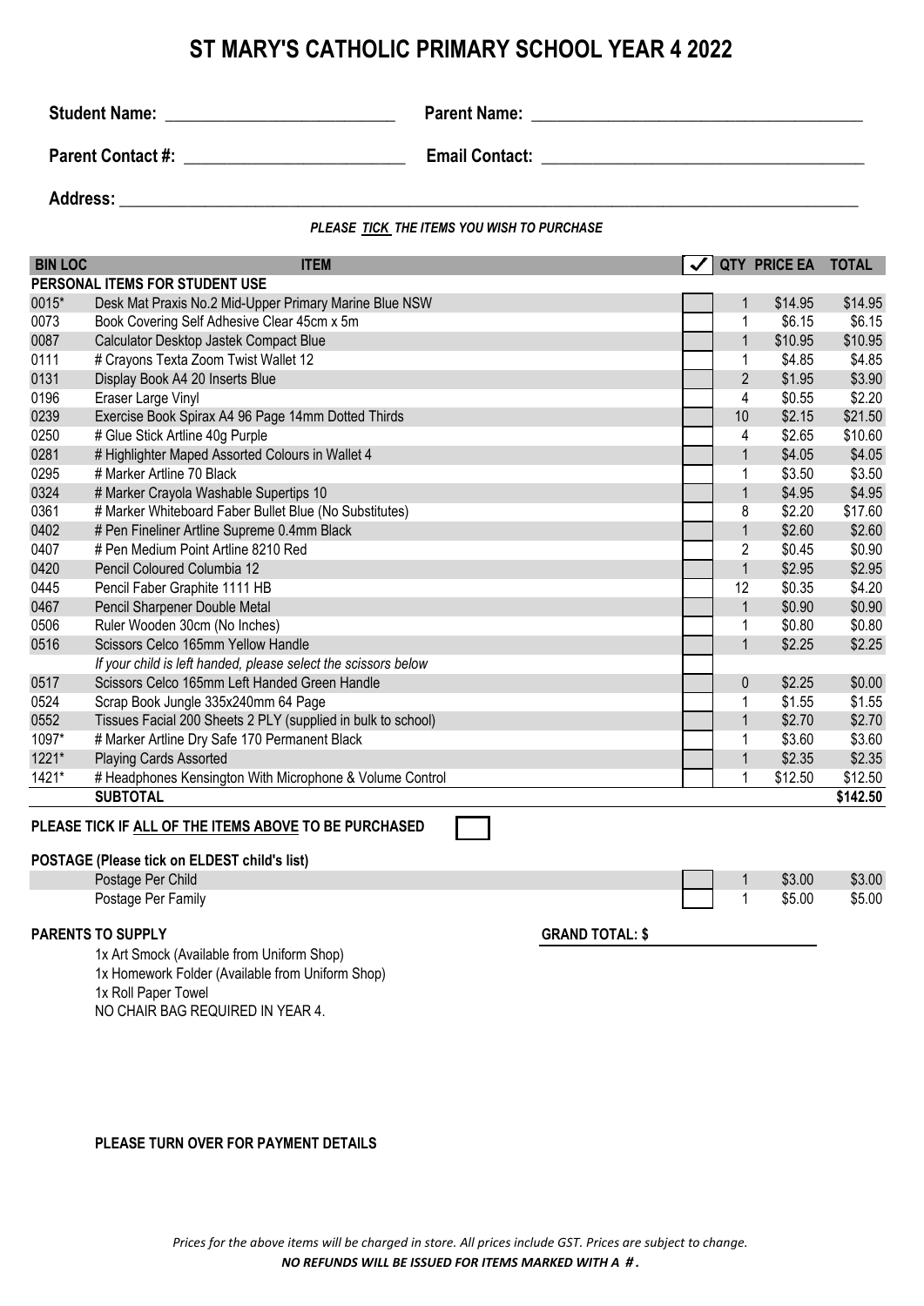# ST MARY'S CATHOLIC PRIMARY SCHOOL YEAR 4 2022

**Student Name:** ___________________________ **Parent Name:** ________________________________________

**Parent Contact #:** __________________________ **Email Contact:** ______________________________________

**Address:** ___________________________________________________________________________________________

***PLEASE TICK THE ITEMS YOU WISH TO PURCHASE***

| BIN LOC | ITEM | ✓ | QTY | PRICE EA | TOTAL |
|---|---|---|---|---|---|
| **PERSONAL ITEMS FOR STUDENT USE** | | | | | |
| 0015* | Desk Mat Praxis No.2 Mid-Upper Primary Marine Blue NSW | | 1 | $14.95 | $14.95 |
| 0073 | Book Covering Self Adhesive Clear 45cm x 5m | | 1 | $6.15 | $6.15 |
| 0087 | Calculator Desktop Jastek Compact Blue | | 1 | $10.95 | $10.95 |
| 0111 | # Crayons Texta Zoom Twist Wallet 12 | | 1 | $4.85 | $4.85 |
| 0131 | Display Book A4 20 Inserts Blue | | 2 | $1.95 | $3.90 |
| 0196 | Eraser Large Vinyl | | 4 | $0.55 | $2.20 |
| 0239 | Exercise Book Spirax A4 96 Page 14mm Dotted Thirds | | 10 | $2.15 | $21.50 |
| 0250 | # Glue Stick Artline 40g Purple | | 4 | $2.65 | $10.60 |
| 0281 | # Highlighter Maped Assorted Colours in Wallet 4 | | 1 | $4.05 | $4.05 |
| 0295 | # Marker Artline 70 Black | | 1 | $3.50 | $3.50 |
| 0324 | # Marker Crayola Washable Supertips 10 | | 1 | $4.95 | $4.95 |
| 0361 | # Marker Whiteboard Faber Bullet Blue (No Substitutes) | | 8 | $2.20 | $17.60 |
| 0402 | # Pen Fineliner Artline Supreme 0.4mm Black | | 1 | $2.60 | $2.60 |
| 0407 | # Pen Medium Point Artline 8210 Red | | 2 | $0.45 | $0.90 |
| 0420 | Pencil Coloured Columbia 12 | | 1 | $2.95 | $2.95 |
| 0445 | Pencil Faber Graphite 1111 HB | | 12 | $0.35 | $4.20 |
| 0467 | Pencil Sharpener Double Metal | | 1 | $0.90 | $0.90 |
| 0506 | Ruler Wooden 30cm (No Inches) | | 1 | $0.80 | $0.80 |
| 0516 | Scissors Celco 165mm Yellow Handle | | 1 | $2.25 | $2.25 |
| | *If your child is left handed, please select the scissors below* | | | | |
| 0517 | Scissors Celco 165mm Left Handed Green Handle | | 0 | $2.25 | $0.00 |
| 0524 | Scrap Book Jungle 335x240mm 64 Page | | 1 | $1.55 | $1.55 |
| 0552 | Tissues Facial 200 Sheets 2 PLY (supplied in bulk to school) | | 1 | $2.70 | $2.70 |
| 1097* | # Marker Artline Dry Safe 170 Permanent Black | | 1 | $3.60 | $3.60 |
| 1221* | Playing Cards Assorted | | 1 | $2.35 | $2.35 |
| 1421* | # Headphones Kensington With Microphone & Volume Control | | 1 | $12.50 | $12.50 |
| | **SUBTOTAL** | | | | **$142.50** |

**PLEASE TICK IF ALL OF THE ITEMS ABOVE TO BE PURCHASED** ☐

**POSTAGE (Please tick on ELDEST child's list)**

| | ✓ | QTY | PRICE EA | TOTAL |
|---|---|---|---|---|
| Postage Per Child | | 1 | $3.00 | $3.00 |
| Postage Per Family | | 1 | $5.00 | $5.00 |

**PARENTS TO SUPPLY**

1x Art Smock (Available from Uniform Shop)
1x Homework Folder (Available from Uniform Shop)
1x Roll Paper Towel
NO CHAIR BAG REQUIRED IN YEAR 4.

**GRAND TOTAL: $** ____________________

**PLEASE TURN OVER FOR PAYMENT DETAILS**

*Prices for the above items will be charged in store. All prices include GST. Prices are subject to change.*

***NO REFUNDS WILL BE ISSUED FOR ITEMS MARKED WITH A #.***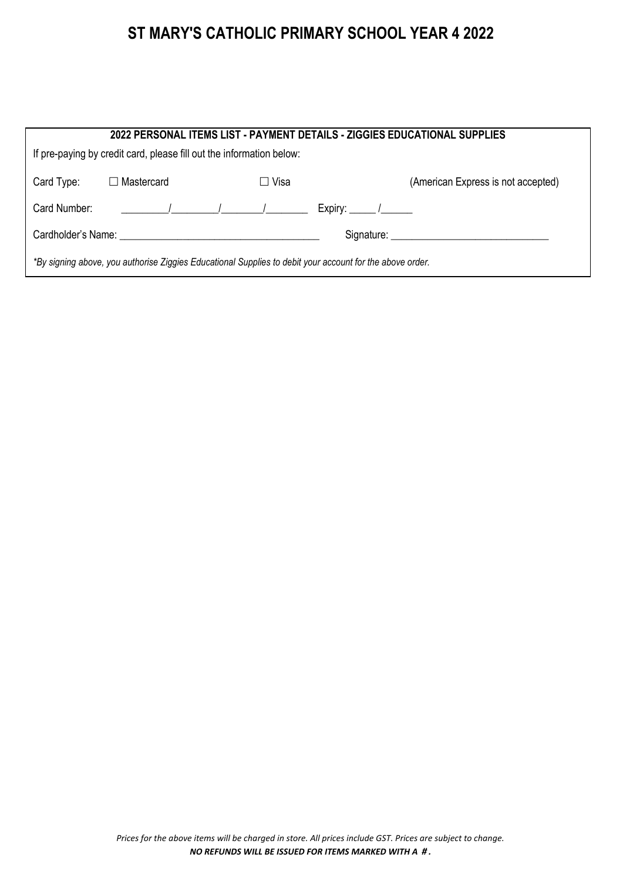# ST MARY'S CATHOLIC PRIMARY SCHOOL YEAR 4 2022

**2022 PERSONAL ITEMS LIST - PAYMENT DETAILS - ZIGGIES EDUCATIONAL SUPPLIES**

If pre-paying by credit card, please fill out the information below:

Card Type: ☐ Mastercard ☐ Visa (American Express is not accepted)

Card Number: _________/_________/________/________ Expiry: _____ /______

Cardholder's Name: ______________________________________ Signature: ______________________________

*\*By signing above, you authorise Ziggies Educational Supplies to debit your account for the above order.*

*Prices for the above items will be charged in store. All prices include GST. Prices are subject to change.*

***NO REFUNDS WILL BE ISSUED FOR ITEMS MARKED WITH A #.***